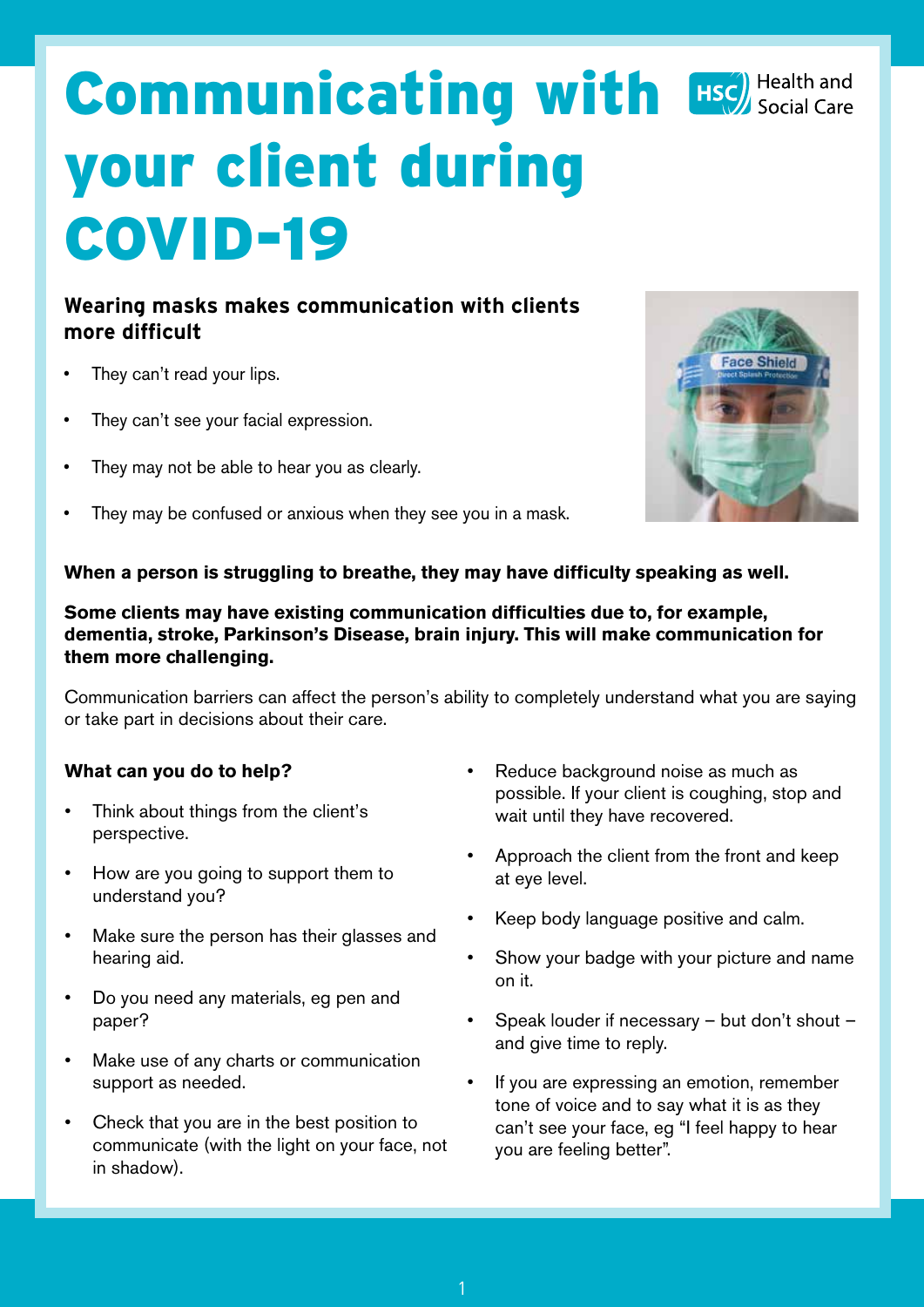# Communicating with your client during COVID-19

HSC Health and Social Care

**Wearing masks makes communication with clients more difficult**

- They can't read your lips.
- They can't see your facial expression.
- They may not be able to hear you as clearly.
- They may be confused or anxious when they see you in a mask.

**When a person is struggling to breathe, they may have difficulty speaking as well.**

**Some clients may have existing communication difficulties due to, for example, dementia, stroke, Parkinson's Disease, brain injury. This will make communication for them more challenging.**

Communication barriers can affect the person's ability to completely understand what you are saying or take part in decisions about their care.

**What can you do to help?**

- Think about things from the client's perspective.
- How are you going to support them to understand you?
- Make sure the person has their glasses and hearing aid.
- Do you need any materials, eg pen and paper?
- Make use of any charts or communication support as needed.
- Check that you are in the best position to communicate (with the light on your face, not in shadow).
- Reduce background noise as much as possible. If your client is coughing, stop and wait until they have recovered.
- Approach the client from the front and keep at eye level.
- Keep body language positive and calm.
- Show your badge with your picture and name on it.
- Speak louder if necessary – but don't shout – and give time to reply.
- If you are expressing an emotion, remember tone of voice and to say what it is as they can't see your face, eg "I feel happy to hear you are feeling better".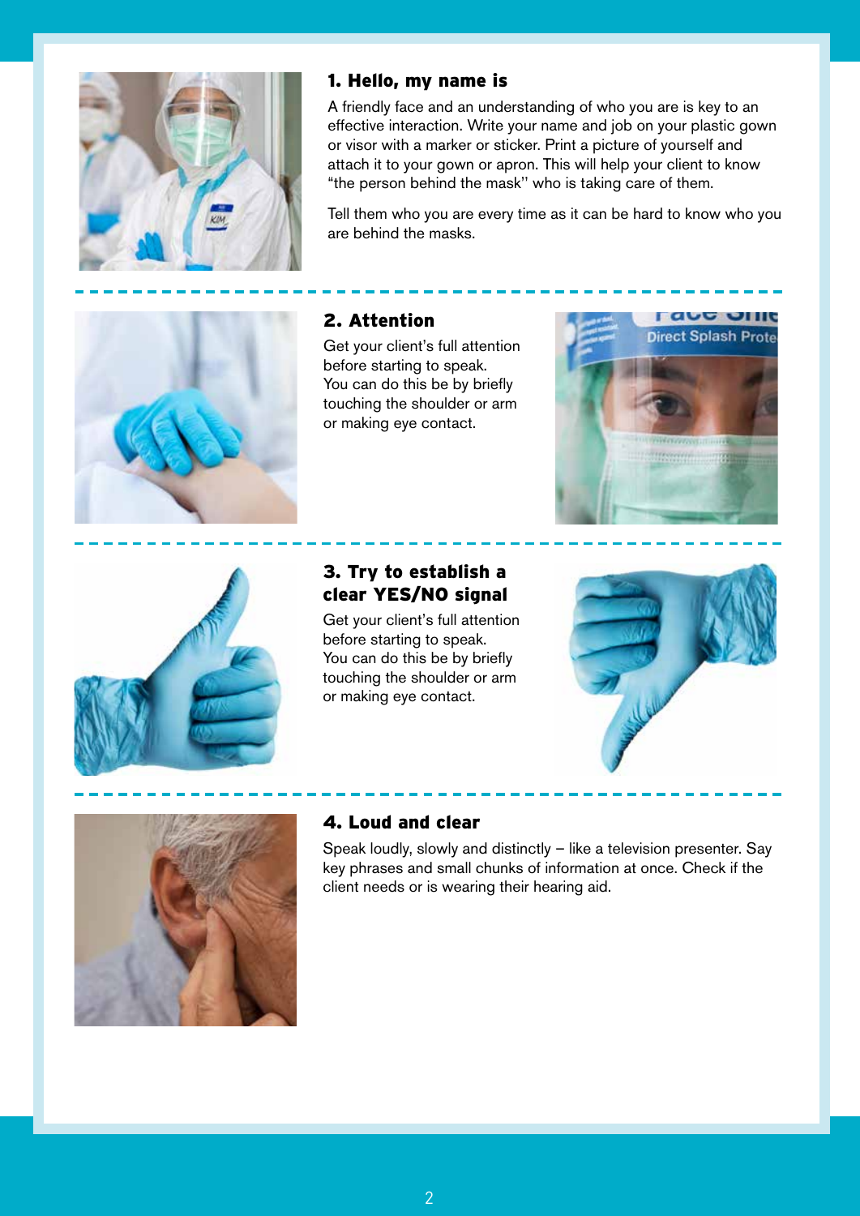## 1. Hello, my name is

A friendly face and an understanding of who you are is key to an effective interaction. Write your name and job on your plastic gown or visor with a marker or sticker. Print a picture of yourself and attach it to your gown or apron. This will help your client to know "the person behind the mask" who is taking care of them.

Tell them who you are every time as it can be hard to know who you are behind the masks.

## 2. Attention

Get your client's full attention before starting to speak. You can do this be by briefly touching the shoulder or arm or making eye contact.

## 3. Try to establish a clear YES/NO signal

Get your client's full attention before starting to speak. You can do this be by briefly touching the shoulder or arm or making eye contact.

## 4. Loud and clear

Speak loudly, slowly and distinctly – like a television presenter. Say key phrases and small chunks of information at once. Check if the client needs or is wearing their hearing aid.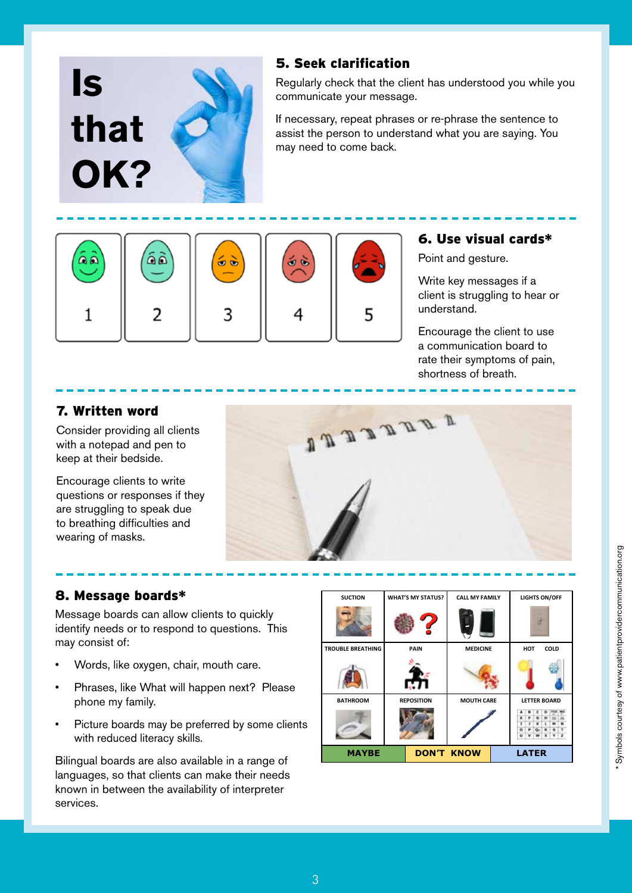**Is that OK?**

## 5. Seek clarification

Regularly check that the client has understood you while you communicate your message.

If necessary, repeat phrases or re-phrase the sentence to assist the person to understand what you are saying. You may need to come back.

1 2 3 4 5

## 6. Use visual cards*

Point and gesture.

Write key messages if a client is struggling to hear or understand.

Encourage the client to use a communication board to rate their symptoms of pain, shortness of breath.

## 7. Written word

Consider providing all clients with a notepad and pen to keep at their bedside.

Encourage clients to write questions or responses if they are struggling to speak due to breathing difficulties and wearing of masks.

## 8. Message boards*

Message boards can allow clients to quickly identify needs or to respond to questions. This may consist of:

- Words, like oxygen, chair, mouth care.
- Phrases, like What will happen next? Please phone my family.
- Picture boards may be preferred by some clients with reduced literacy skills.

Bilingual boards are also available in a range of languages, so that clients can make their needs known in between the availability of interpreter services.

| SUCTION | WHAT'S MY STATUS? | CALL MY FAMILY | LIGHTS ON/OFF |
|---|---|---|---|
| TROUBLE BREATHING | PAIN | MEDICINE | HOT COLD |
| BATHROOM | REPOSITION | MOUTH CARE | LETTER BOARD |
| MAYBE | DON'T KNOW | | LATER |

\* Symbols courtesy of www.patientprovidercommunication.org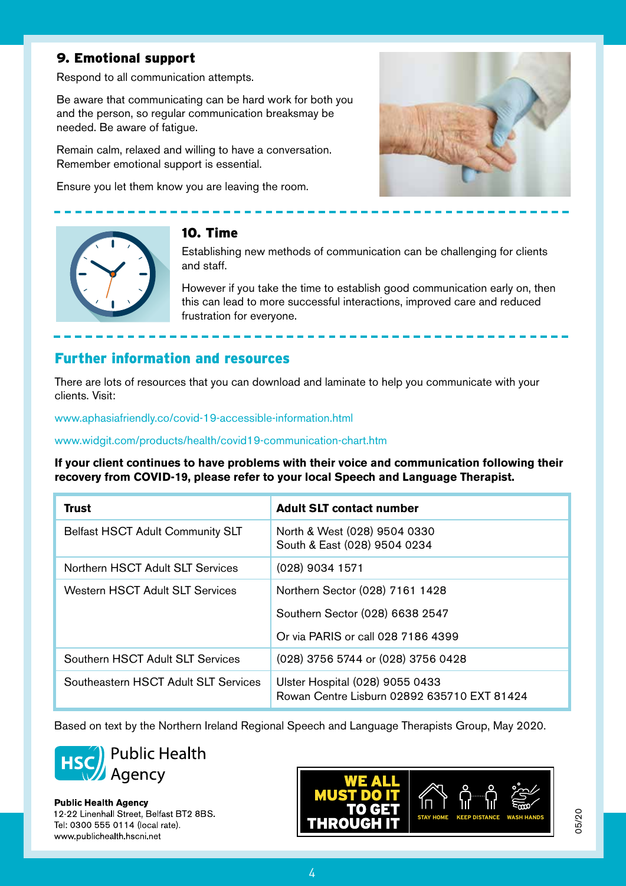### 9. Emotional support

Respond to all communication attempts.

Be aware that communicating can be hard work for both you and the person, so regular communication breaksmay be needed. Be aware of fatigue.

Remain calm, relaxed and willing to have a conversation. Remember emotional support is essential.

Ensure you let them know you are leaving the room.

### 10. Time

Establishing new methods of communication can be challenging for clients and staff.

However if you take the time to establish good communication early on, then this can lead to more successful interactions, improved care and reduced frustration for everyone.

## Further information and resources

There are lots of resources that you can download and laminate to help you communicate with your clients. Visit:

www.aphasiafriendly.co/covid-19-accessible-information.html

www.widgit.com/products/health/covid19-communication-chart.htm

**If your client continues to have problems with their voice and communication following their recovery from COVID-19, please refer to your local Speech and Language Therapist.**

| Trust | Adult SLT contact number |
|---|---|
| Belfast HSCT Adult Community SLT | North & West (028) 9504 0330<br>South & East (028) 9504 0234 |
| Northern HSCT Adult SLT Services | (028) 9034 1571 |
| Western HSCT Adult SLT Services | Northern Sector (028) 7161 1428<br>Southern Sector (028) 6638 2547<br>Or via PARIS or call 028 7186 4399 |
| Southern HSCT Adult SLT Services | (028) 3756 5744 or (028) 3756 0428 |
| Southeastern HSCT Adult SLT Services | Ulster Hospital (028) 9055 0433<br>Rowan Centre Lisburn 02892 635710 EXT 81424 |

Based on text by the Northern Ireland Regional Speech and Language Therapists Group, May 2020.

HSC Public Health Agency

**Public Health Agency**
12-22 Linenhall Street, Belfast BT2 8BS.
Tel: 0300 555 0114 (local rate).
www.publichealth.hscni.net

WE ALL MUST DO IT TO GET THROUGH IT

STAY HOME KEEP DISTANCE WASH HANDS

05/20